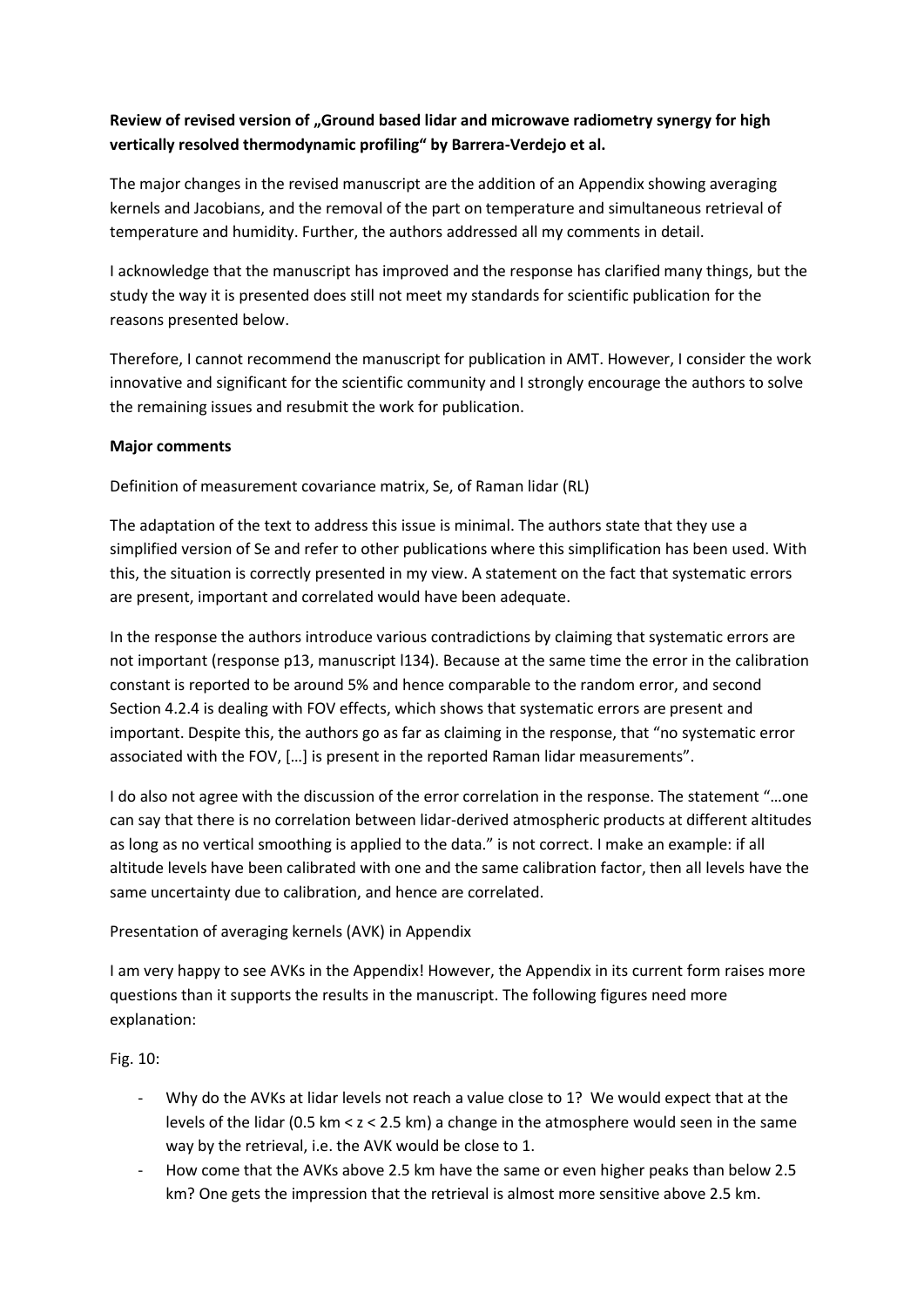**Review of revised version of „Ground based lidar and microwave radiometry synergy for high vertically resolved thermodynamic profiling" by Barrera-Verdejo et al.**

The major changes in the revised manuscript are the addition of an Appendix showing averaging kernels and Jacobians, and the removal of the part on temperature and simultaneous retrieval of temperature and humidity. Further, the authors addressed all my comments in detail.

I acknowledge that the manuscript has improved and the response has clarified many things, but the study the way it is presented does still not meet my standards for scientific publication for the reasons presented below.

Therefore, I cannot recommend the manuscript for publication in AMT. However, I consider the work innovative and significant for the scientific community and I strongly encourage the authors to solve the remaining issues and resubmit the work for publication.

**Major comments**

Definition of measurement covariance matrix, Se, of Raman lidar (RL)

The adaptation of the text to address this issue is minimal. The authors state that they use a simplified version of Se and refer to other publications where this simplification has been used. With this, the situation is correctly presented in my view. A statement on the fact that systematic errors are present, important and correlated would have been adequate.

In the response the authors introduce various contradictions by claiming that systematic errors are not important (response p13, manuscript l134). Because at the same time the error in the calibration constant is reported to be around 5% and hence comparable to the random error, and second Section 4.2.4 is dealing with FOV effects, which shows that systematic errors are present and important. Despite this, the authors go as far as claiming in the response, that "no systematic error associated with the FOV, […] is present in the reported Raman lidar measurements".

I do also not agree with the discussion of the error correlation in the response. The statement "…one can say that there is no correlation between lidar-derived atmospheric products at different altitudes as long as no vertical smoothing is applied to the data." is not correct. I make an example: if all altitude levels have been calibrated with one and the same calibration factor, then all levels have the same uncertainty due to calibration, and hence are correlated.

Presentation of averaging kernels (AVK) in Appendix

I am very happy to see AVKs in the Appendix! However, the Appendix in its current form raises more questions than it supports the results in the manuscript. The following figures need more explanation:

Fig. 10:

- Why do the AVKs at lidar levels not reach a value close to 1? We would expect that at the levels of the lidar (0.5 km < z < 2.5 km) a change in the atmosphere would seen in the same way by the retrieval, i.e. the AVK would be close to 1.
- How come that the AVKs above 2.5 km have the same or even higher peaks than below 2.5 km? One gets the impression that the retrieval is almost more sensitive above 2.5 km.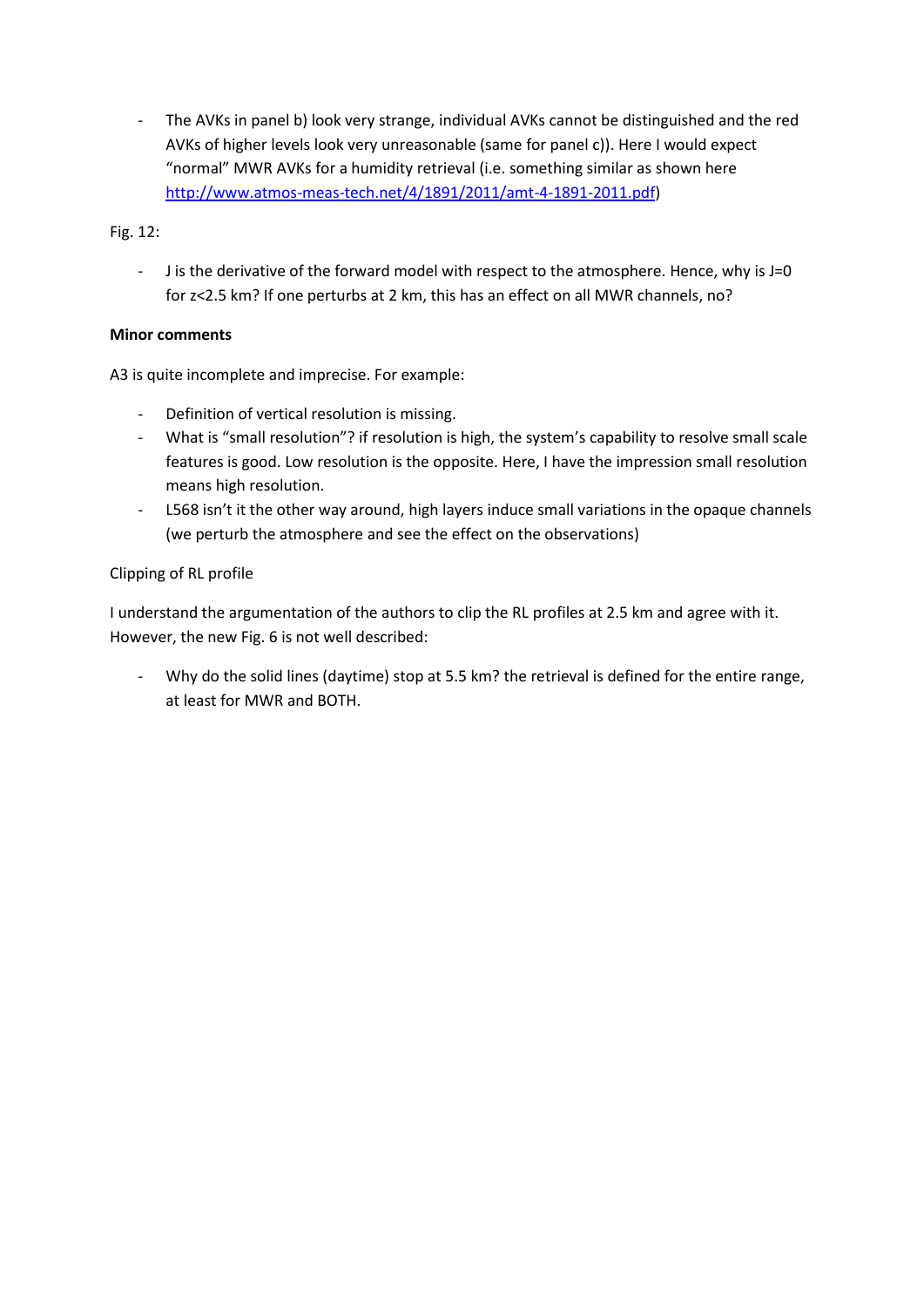- The AVKs in panel b) look very strange, individual AVKs cannot be distinguished and the red AVKs of higher levels look very unreasonable (same for panel c)). Here I would expect "normal" MWR AVKs for a humidity retrieval (i.e. something similar as shown here [http://www.atmos-meas-tech.net/4/1891/2011/amt-4-1891-2011.pdf](http://www.atmos-meas-tech.net/4/1891/2011/amt-4-1891-2011.pdf))

Fig. 12:

- J is the derivative of the forward model with respect to the atmosphere. Hence, why is J=0 for z<2.5 km? If one perturbs at 2 km, this has an effect on all MWR channels, no?

**Minor comments**

A3 is quite incomplete and imprecise. For example:

- Definition of vertical resolution is missing.
- What is "small resolution"? if resolution is high, the system's capability to resolve small scale features is good. Low resolution is the opposite. Here, I have the impression small resolution means high resolution.
- L568 isn't it the other way around, high layers induce small variations in the opaque channels (we perturb the atmosphere and see the effect on the observations)

Clipping of RL profile

I understand the argumentation of the authors to clip the RL profiles at 2.5 km and agree with it. However, the new Fig. 6 is not well described:

- Why do the solid lines (daytime) stop at 5.5 km? the retrieval is defined for the entire range, at least for MWR and BOTH.